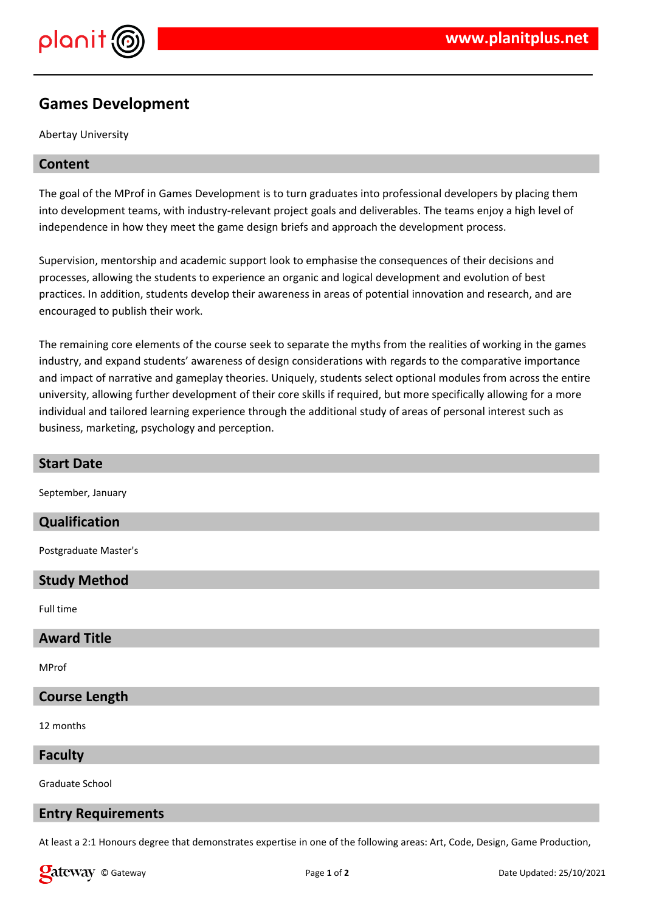# Games Development

Abertay University

## Content

The goal of the MProf in Games Development is to turn graduates into professional developers by placing them into development teams, with industry-relevant project goals and deliverables. The teams enjoy a high level of independence in how they meet the game design briefs and approach the development process.

Supervision, mentorship and academic support look to emphasise the consequences of their decisions and processes, allowing the students to experience an organic and logical development and evolution of best practices. In addition, students develop their awareness in areas of potential innovation and research, and are encouraged to publish their work.

The remaining core elements of the course seek to separate the myths from the realities of working in the games industry, and expand students' awareness of design considerations with regards to the comparative importance and impact of narrative and gameplay theories. Uniquely, students select optional modules from across the entire university, allowing further development of their core skills if required, but more specifically allowing for a more individual and tailored learning experience through the additional study of areas of personal interest such as business, marketing, psychology and perception.

## Start Date

September, January

## Qualification

Postgraduate Master's

## Study Method

Full time

## Award Title

MProf

## Course Length

12 months

## Faculty

Graduate School

## Entry Requirements

At least a 2:1 Honours degree that demonstrates expertise in one of the following areas: Art, Code, Design, Game Production,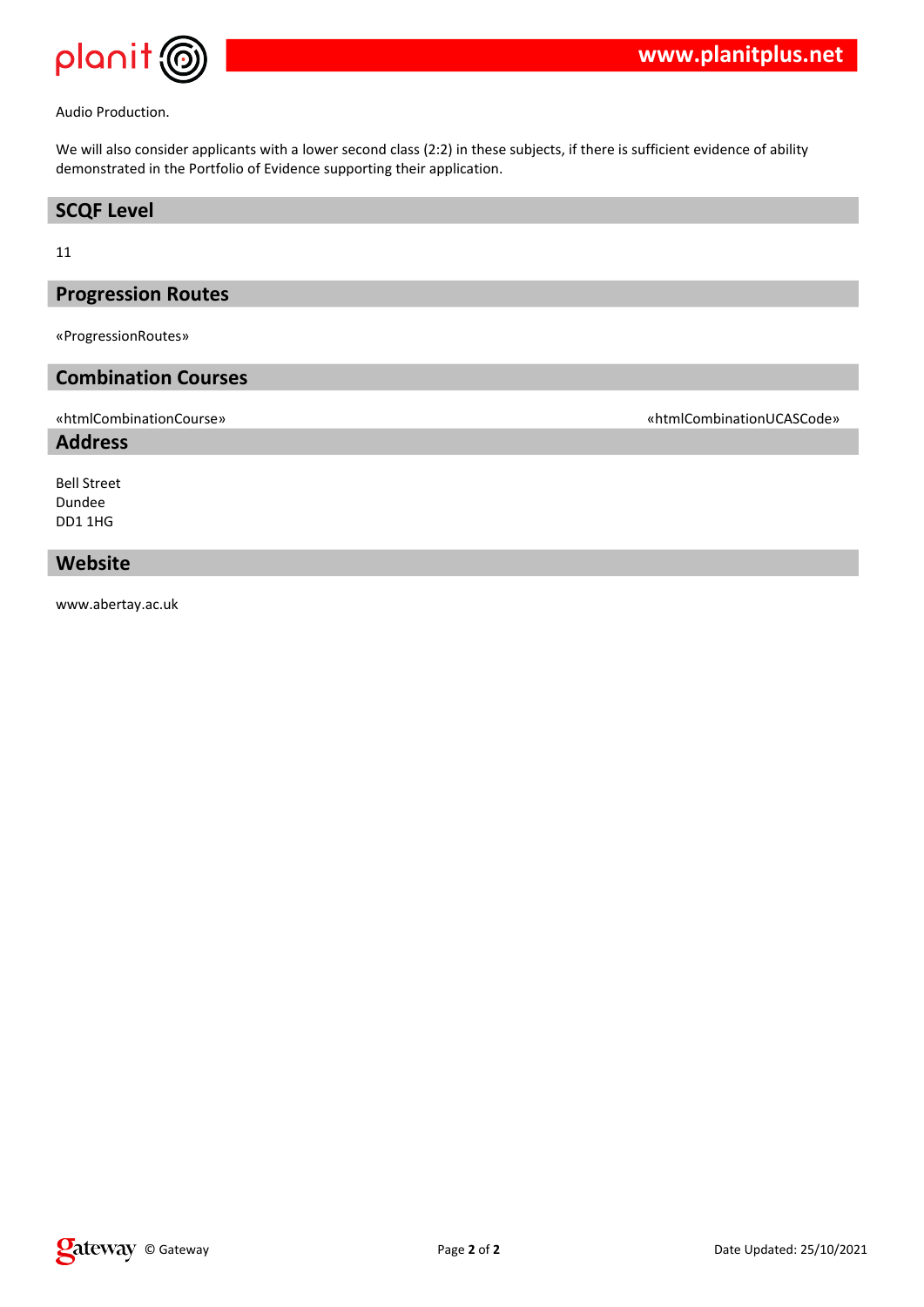Audio Production.

We will also consider applicants with a lower second class (2:2) in these subjects, if there is sufficient evidence of ability demonstrated in the Portfolio of Evidence supporting their application.

## SCQF Level

11

## Progression Routes

«ProgressionRoutes»

## Combination Courses

«htmlCombinationCourse» «htmlCombinationUCASCode»

## Address

Bell Street
Dundee
DD1 1HG

## Website

www.abertay.ac.uk